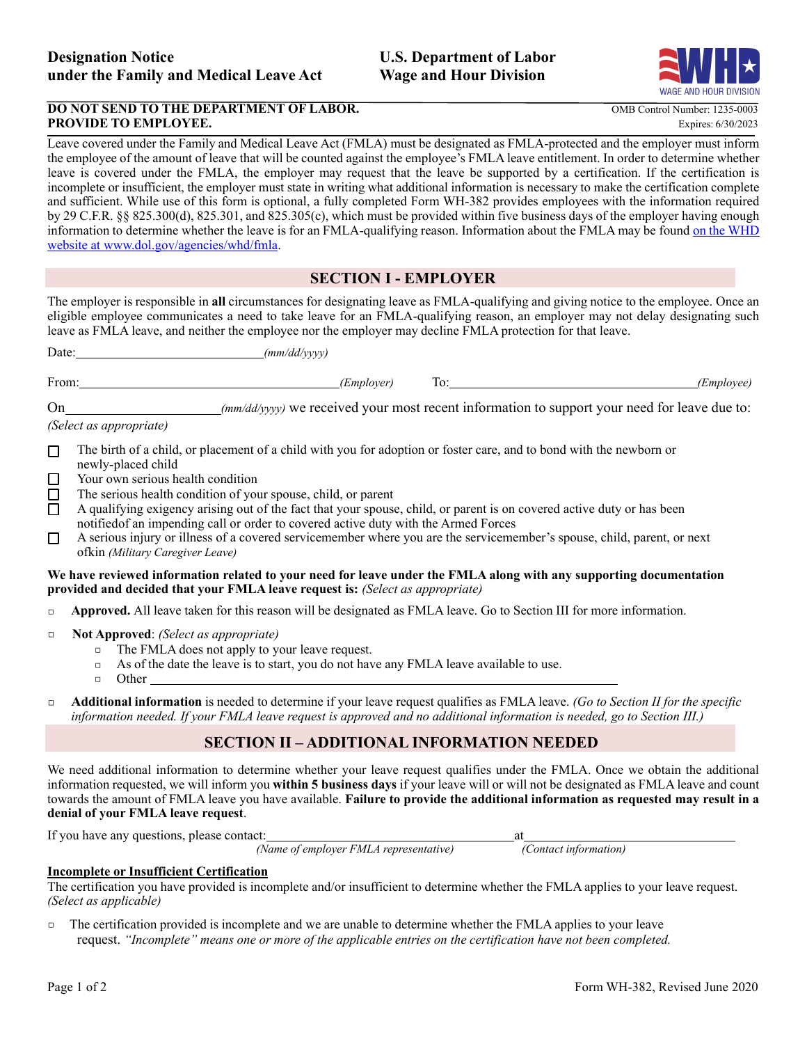**Designation Notice under the Family and Medical Leave Act**

**U.S. Department of Labor Wage and Hour Division**

**DO NOT SEND TO THE DEPARTMENT OF LABOR. PROVIDE TO EMPLOYEE.**

OMB Control Number: 1235-0003
Expires: 6/30/2023

Leave covered under the Family and Medical Leave Act (FMLA) must be designated as FMLA-protected and the employer must inform the employee of the amount of leave that will be counted against the employee's FMLA leave entitlement. In order to determine whether leave is covered under the FMLA, the employer may request that the leave be supported by a certification. If the certification is incomplete or insufficient, the employer must state in writing what additional information is necessary to make the certification complete and sufficient. While use of this form is optional, a fully completed Form WH-382 provides employees with the information required by 29 C.F.R. §§ 825.300(d), 825.301, and 825.305(c), which must be provided within five business days of the employer having enough information to determine whether the leave is for an FMLA-qualifying reason. Information about the FMLA may be found on the WHD website at www.dol.gov/agencies/whd/fmla.

## SECTION I - EMPLOYER

The employer is responsible in **all** circumstances for designating leave as FMLA-qualifying and giving notice to the employee. Once an eligible employee communicates a need to take leave for an FMLA-qualifying reason, an employer may not delay designating such leave as FMLA leave, and neither the employee nor the employer may decline FMLA protection for that leave.

Date: ______________________________ *(mm/dd/yyyy)*

From: ______________________________ *(Employer)* To: ______________________________ *(Employee)*

On ______________________ *(mm/dd/yyyy)* we received your most recent information to support your need for leave due to: *(Select as appropriate)*

- ☐ The birth of a child, or placement of a child with you for adoption or foster care, and to bond with the newborn or newly-placed child
- ☐ Your own serious health condition
- ☐ The serious health condition of your spouse, child, or parent
- ☐ A qualifying exigency arising out of the fact that your spouse, child, or parent is on covered active duty or has been notifiedof an impending call or order to covered active duty with the Armed Forces
- ☐ A serious injury or illness of a covered servicemember where you are the servicemember's spouse, child, parent, or next ofkin *(Military Caregiver Leave)*

**We have reviewed information related to your need for leave under the FMLA along with any supporting documentation provided and decided that your FMLA leave request is:** *(Select as appropriate)*

- ☐ **Approved.** All leave taken for this reason will be designated as FMLA leave. Go to Section III for more information.
- ☐ **Not Approved**: *(Select as appropriate)*
  - ☐ The FMLA does not apply to your leave request.
  - ☐ As of the date the leave is to start, you do not have any FMLA leave available to use.
  - ☐ Other ______________________________________________
- ☐ **Additional information** is needed to determine if your leave request qualifies as FMLA leave. *(Go to Section II for the specific information needed. If your FMLA leave request is approved and no additional information is needed, go to Section III.)*

## SECTION II – ADDITIONAL INFORMATION NEEDED

We need additional information to determine whether your leave request qualifies under the FMLA. Once we obtain the additional information requested, we will inform you **within 5 business days** if your leave will or will not be designated as FMLA leave and count towards the amount of FMLA leave you have available. **Failure to provide the additional information as requested may result in a denial of your FMLA leave request**.

If you have any questions, please contact: ______________________________ at ______________________________
*(Name of employer FMLA representative)* *(Contact information)*

**Incomplete or Insufficient Certification**

The certification you have provided is incomplete and/or insufficient to determine whether the FMLA applies to your leave request. *(Select as applicable)*

- ☐ The certification provided is incomplete and we are unable to determine whether the FMLA applies to your leave request. *"Incomplete" means one or more of the applicable entries on the certification have not been completed.*

Form WH-382, Revised June 2020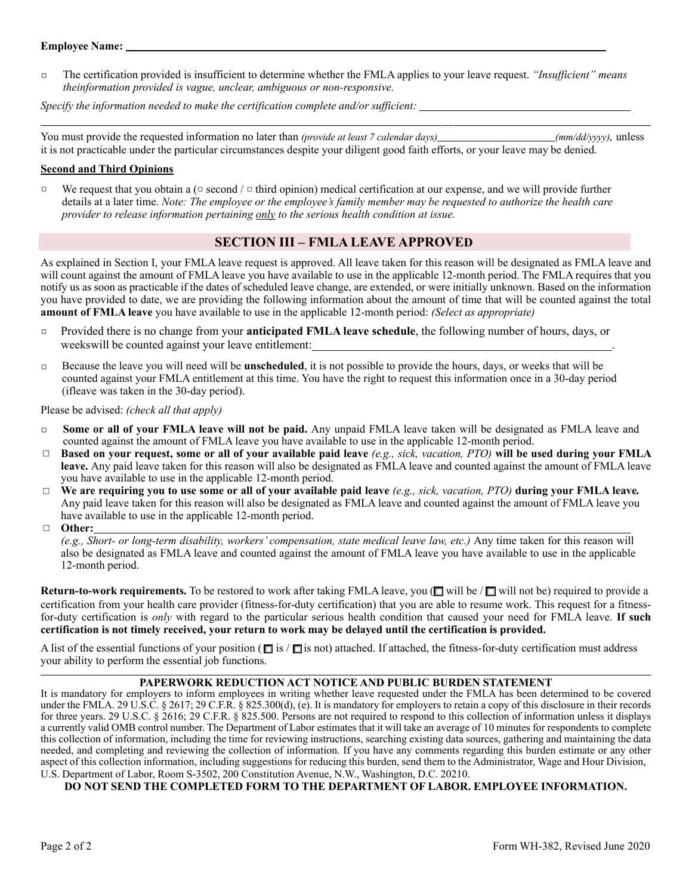**Employee Name:** ______________________________________________

□ The certification provided is insufficient to determine whether the FMLA applies to your leave request. *"Insufficient" means theinformation provided is vague, unclear, ambiguous or non-responsive.*

*Specify the information needed to make the certification complete and/or sufficient:* ______________________________

______________________________________________

You must provide the requested information no later than *(provide at least 7 calendar days)* ____________ *(mm/dd/yyyy),* unless it is not practicable under the particular circumstances despite your diligent good faith efforts, or your leave may be denied.

**Second and Third Opinions**

□ We request that you obtain a (□ second / □ third opinion) medical certification at our expense, and we will provide further details at a later time. *Note: The employee or the employee's family member may be requested to authorize the health care provider to release information pertaining only to the serious health condition at issue.*

## SECTION III – FMLA LEAVE APPROVED

As explained in Section I, your FMLA leave request is approved. All leave taken for this reason will be designated as FMLA leave and will count against the amount of FMLA leave you have available to use in the applicable 12-month period. The FMLA requires that you notify us as soon as practicable if the dates of scheduled leave change, are extended, or were initially unknown. Based on the information you have provided to date, we are providing the following information about the amount of time that will be counted against the total **amount of FMLA leave** you have available to use in the applicable 12-month period: *(Select as appropriate)*

□ Provided there is no change from your **anticipated FMLA leave schedule**, the following number of hours, days, or weekswill be counted against your leave entitlement: ______________________.

□ Because the leave you will need will be **unscheduled**, it is not possible to provide the hours, days, or weeks that will be counted against your FMLA entitlement at this time. You have the right to request this information once in a 30-day period (ifleave was taken in the 30-day period).

Please be advised: *(check all that apply)*

□ **Some or all of your FMLA leave will not be paid.** Any unpaid FMLA leave taken will be designated as FMLA leave and counted against the amount of FMLA leave you have available to use in the applicable 12-month period.

□ **Based on your request, some or all of your available paid leave** *(e.g., sick, vacation, PTO)* **will be used during your FMLA leave.** Any paid leave taken for this reason will also be designated as FMLA leave and counted against the amount of FMLA leave you have available to use in the applicable 12-month period.

□ **We are requiring you to use some or all of your available paid leave** *(e.g., sick, vacation, PTO)* **during your FMLA leave.** Any paid leave taken for this reason will also be designated as FMLA leave and counted against the amount of FMLA leave you have available to use in the applicable 12-month period.

□ **Other:** ______________________________________________
*(e.g., Short- or long-term disability, workers' compensation, state medical leave law, etc.)* Any time taken for this reason will also be designated as FMLA leave and counted against the amount of FMLA leave you have available to use in the applicable 12-month period.

**Return-to-work requirements.** To be restored to work after taking FMLA leave, you (□ will be / □ will not be) required to provide a certification from your health care provider (fitness-for-duty certification) that you are able to resume work. This request for a fitness-for-duty certification is *only* with regard to the particular serious health condition that caused your need for FMLA leave. **If such certification is not timely received, your return to work may be delayed until the certification is provided.**

A list of the essential functions of your position (□ is / □ is not) attached. If attached, the fitness-for-duty certification must address your ability to perform the essential job functions.

---

**PAPERWORK REDUCTION ACT NOTICE AND PUBLIC BURDEN STATEMENT**

It is mandatory for employers to inform employees in writing whether leave requested under the FMLA has been determined to be covered under the FMLA. 29 U.S.C. § 2617; 29 C.F.R. § 825.300(d), (e). It is mandatory for employers to retain a copy of this disclosure in their records for three years. 29 U.S.C. § 2616; 29 C.F.R. § 825.500. Persons are not required to respond to this collection of information unless it displays a currently valid OMB control number. The Department of Labor estimates that it will take an average of 10 minutes for respondents to complete this collection of information, including the time for reviewing instructions, searching existing data sources, gathering and maintaining the data needed, and completing and reviewing the collection of information. If you have any comments regarding this burden estimate or any other aspect of this collection information, including suggestions for reducing this burden, send them to the Administrator, Wage and Hour Division, U.S. Department of Labor, Room S-3502, 200 Constitution Avenue, N.W., Washington, D.C. 20210.

**DO NOT SEND THE COMPLETED FORM TO THE DEPARTMENT OF LABOR. EMPLOYEE INFORMATION.**

Form WH-382, Revised June 2020